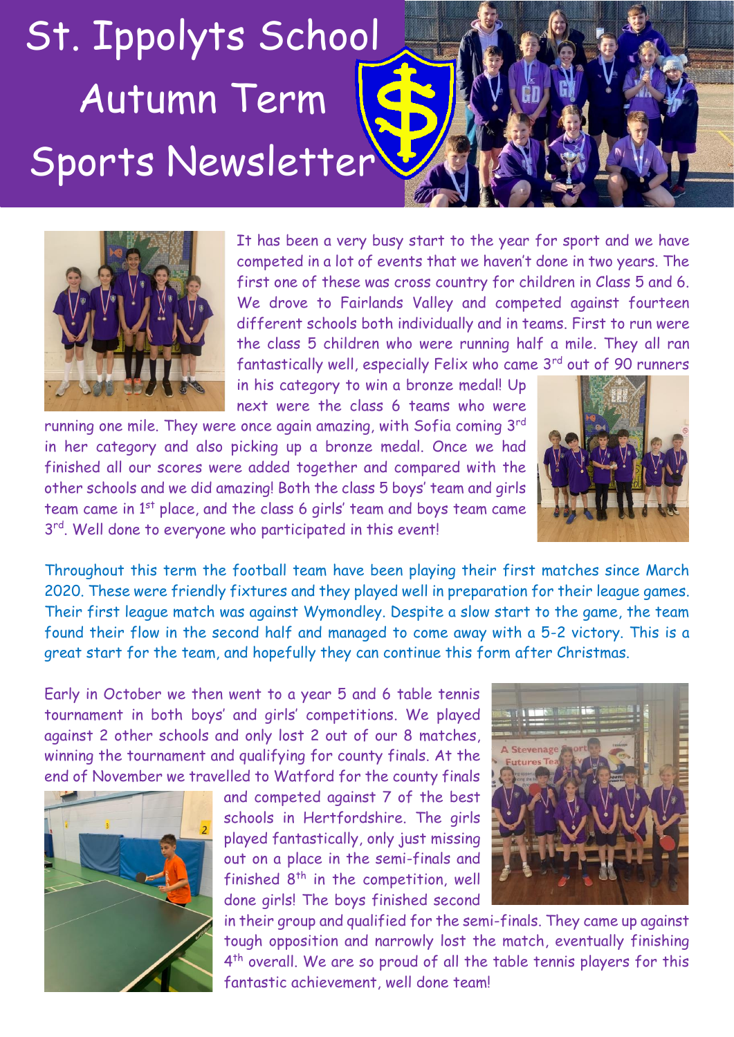# St. Ippolyts School Autumn Term Sports Newsletter

It has been a very busy start to the year for sport and we have competed in a lot of events that we haven't done in two years. The first one of these was cross country for children in Class 5 and 6. We drove to Fairlands Valley and competed against fourteen different schools both individually and in teams. First to run were the class 5 children who were running half a mile. They all ran fantastically well, especially Felix who came 3rd out of 90 runners in his category to win a bronze medal! Up next were the class 6 teams who were running one mile. They were once again amazing, with Sofia coming 3rd in her category and also picking up a bronze medal. Once we had finished all our scores were added together and compared with the other schools and we did amazing! Both the class 5 boys' team and girls team came in 1st place, and the class 6 girls' team and boys team came 3rd. Well done to everyone who participated in this event!

Throughout this term the football team have been playing their first matches since March 2020. These were friendly fixtures and they played well in preparation for their league games. Their first league match was against Wymondley. Despite a slow start to the game, the team found their flow in the second half and managed to come away with a 5-2 victory. This is a great start for the team, and hopefully they can continue this form after Christmas.

Early in October we then went to a year 5 and 6 table tennis tournament in both boys' and girls' competitions. We played against 2 other schools and only lost 2 out of our 8 matches, winning the tournament and qualifying for county finals. At the end of November we travelled to Watford for the county finals and competed against 7 of the best schools in Hertfordshire. The girls played fantastically, only just missing out on a place in the semi-finals and finished 8th in the competition, well done girls! The boys finished second in their group and qualified for the semi-finals. They came up against tough opposition and narrowly lost the match, eventually finishing 4th overall. We are so proud of all the table tennis players for this fantastic achievement, well done team!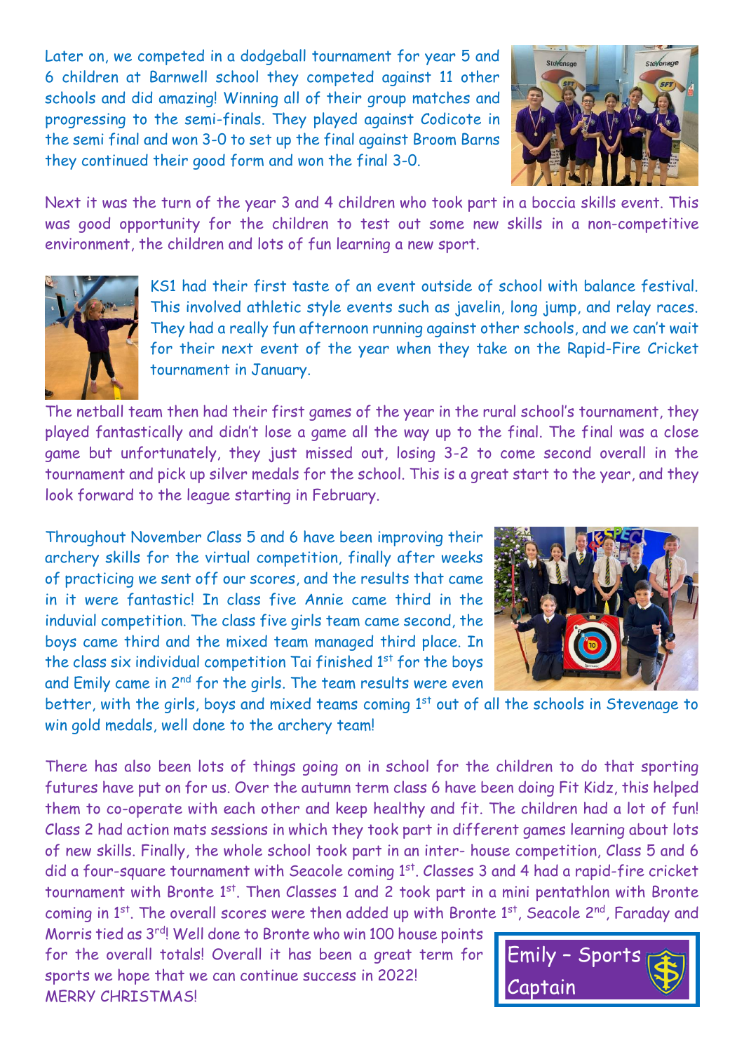Later on, we competed in a dodgeball tournament for year 5 and 6 children at Barnwell school they competed against 11 other schools and did amazing! Winning all of their group matches and progressing to the semi-finals. They played against Codicote in the semi final and won 3-0 to set up the final against Broom Barns they continued their good form and won the final 3-0.

Next it was the turn of the year 3 and 4 children who took part in a boccia skills event. This was good opportunity for the children to test out some new skills in a non-competitive environment, the children and lots of fun learning a new sport.

KS1 had their first taste of an event outside of school with balance festival. This involved athletic style events such as javelin, long jump, and relay races. They had a really fun afternoon running against other schools, and we can't wait for their next event of the year when they take on the Rapid-Fire Cricket tournament in January.

The netball team then had their first games of the year in the rural school's tournament, they played fantastically and didn't lose a game all the way up to the final. The final was a close game but unfortunately, they just missed out, losing 3-2 to come second overall in the tournament and pick up silver medals for the school. This is a great start to the year, and they look forward to the league starting in February.

Throughout November Class 5 and 6 have been improving their archery skills for the virtual competition, finally after weeks of practicing we sent off our scores, and the results that came in it were fantastic! In class five Annie came third in the induvial competition. The class five girls team came second, the boys came third and the mixed team managed third place. In the class six individual competition Tai finished 1st for the boys and Emily came in 2nd for the girls. The team results were even better, with the girls, boys and mixed teams coming 1st out of all the schools in Stevenage to win gold medals, well done to the archery team!

There has also been lots of things going on in school for the children to do that sporting futures have put on for us. Over the autumn term class 6 have been doing Fit Kidz, this helped them to co-operate with each other and keep healthy and fit. The children had a lot of fun! Class 2 had action mats sessions in which they took part in different games learning about lots of new skills. Finally, the whole school took part in an inter- house competition, Class 5 and 6 did a four-square tournament with Seacole coming 1st. Classes 3 and 4 had a rapid-fire cricket tournament with Bronte 1st. Then Classes 1 and 2 took part in a mini pentathlon with Bronte coming in 1st. The overall scores were then added up with Bronte 1st, Seacole 2nd, Faraday and Morris tied as 3rd! Well done to Bronte who win 100 house points for the overall totals! Overall it has been a great term for sports we hope that we can continue success in 2022!

MERRY CHRISTMAS!

Emily – Sports Captain